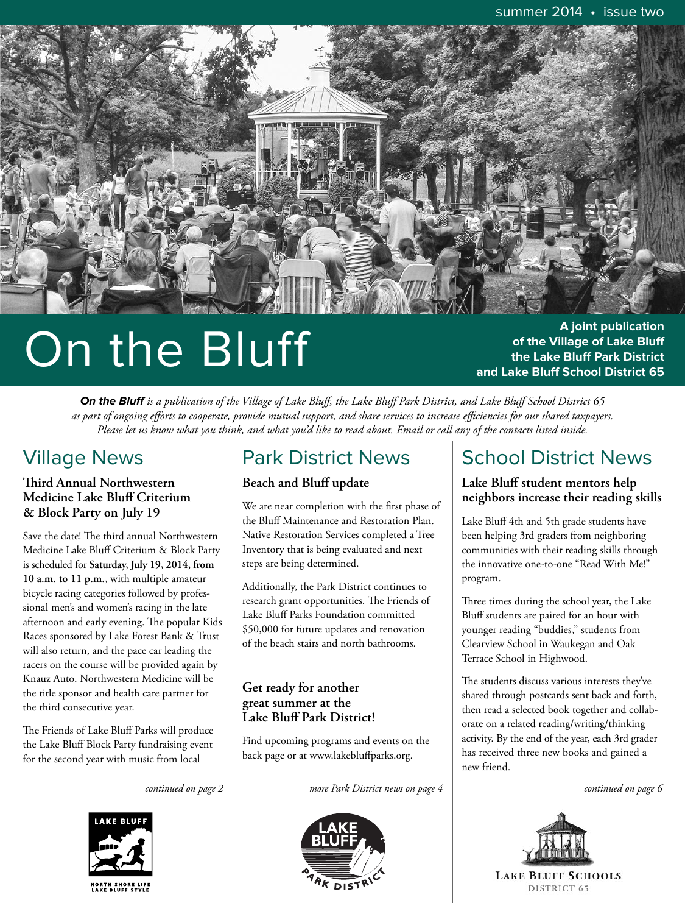summer 2014 • issue two

# On the Bluff

**A joint publication of the Village of Lake Bluff the Lake Bluff Park District and Lake Bluff School District 65**

***On the Bluff*** *is a publication of the Village of Lake Bluff, the Lake Bluff Park District, and Lake Bluff School District 65 as part of ongoing efforts to cooperate, provide mutual support, and share services to increase efficiencies for our shared taxpayers. Please let us know what you think, and what you'd like to read about. Email or call any of the contacts listed inside.*

## Village News

### Third Annual Northwestern Medicine Lake Bluff Criterium & Block Party on July 19

Save the date! The third annual Northwestern Medicine Lake Bluff Criterium & Block Party is scheduled for **Saturday, July 19, 2014, from 10 a.m. to 11 p.m.**, with multiple amateur bicycle racing categories followed by professional men's and women's racing in the late afternoon and early evening. The popular Kids Races sponsored by Lake Forest Bank & Trust will also return, and the pace car leading the racers on the course will be provided again by Knauz Auto. Northwestern Medicine will be the title sponsor and health care partner for the third consecutive year.

The Friends of Lake Bluff Parks will produce the Lake Bluff Block Party fundraising event for the second year with music from local

*continued on page 2*

LAKE BLUFF
NORTH SHORE LIFE
LAKE BLUFF STYLE

## Park District News

### Beach and Bluff update

We are near completion with the first phase of the Bluff Maintenance and Restoration Plan. Native Restoration Services completed a Tree Inventory that is being evaluated and next steps are being determined.

Additionally, the Park District continues to research grant opportunities. The Friends of Lake Bluff Parks Foundation committed $50,000 for future updates and renovation of the beach stairs and north bathrooms.

### Get ready for another great summer at the Lake Bluff Park District!

Find upcoming programs and events on the back page or at www.lakebluffparks.org.

*more Park District news on page 4*

LAKE BLUFF PARK DISTRICT

## School District News

### Lake Bluff student mentors help neighbors increase their reading skills

Lake Bluff 4th and 5th grade students have been helping 3rd graders from neighboring communities with their reading skills through the innovative one-to-one "Read With Me!" program.

Three times during the school year, the Lake Bluff students are paired for an hour with younger reading "buddies," students from Clearview School in Waukegan and Oak Terrace School in Highwood.

The students discuss various interests they've shared through postcards sent back and forth, then read a selected book together and collaborate on a related reading/writing/thinking activity. By the end of the year, each 3rd grader has received three new books and gained a new friend.

*continued on page 6*

LAKE BLUFF SCHOOLS
DISTRICT 65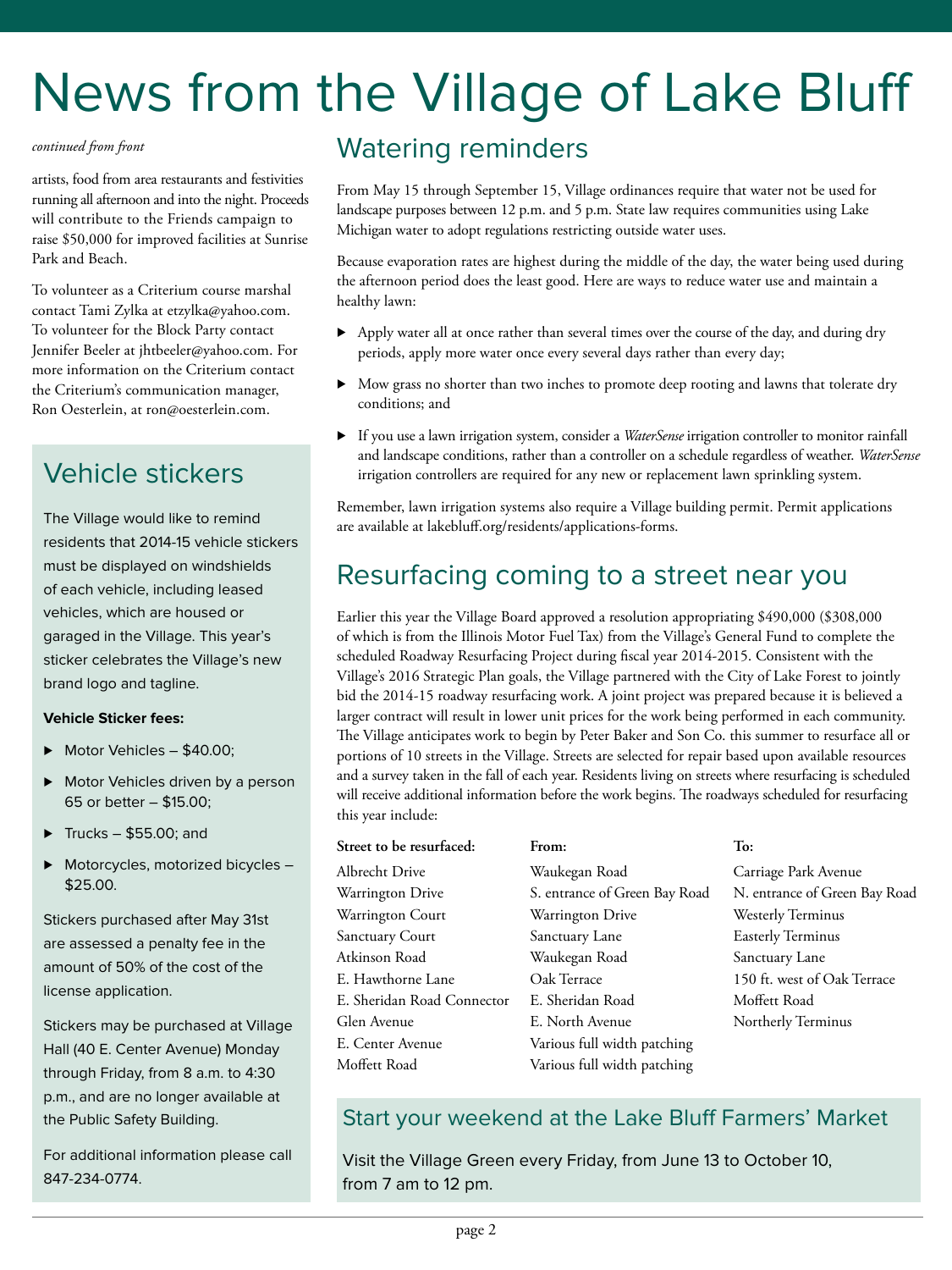# News from the Village of Lake Bluff

*continued from front*

artists, food from area restaurants and festivities running all afternoon and into the night. Proceeds will contribute to the Friends campaign to raise $50,000 for improved facilities at Sunrise Park and Beach.

To volunteer as a Criterium course marshal contact Tami Zylka at etzylka@yahoo.com. To volunteer for the Block Party contact Jennifer Beeler at jhtbeeler@yahoo.com. For more information on the Criterium contact the Criterium's communication manager, Ron Oesterlein, at ron@oesterlein.com.

## Vehicle stickers

The Village would like to remind residents that 2014-15 vehicle stickers must be displayed on windshields of each vehicle, including leased vehicles, which are housed or garaged in the Village. This year's sticker celebrates the Village's new brand logo and tagline.

**Vehicle Sticker fees:**

- Motor Vehicles – $40.00;
- Motor Vehicles driven by a person 65 or better – $15.00;
- Trucks – $55.00; and
- Motorcycles, motorized bicycles – $25.00.

Stickers purchased after May 31st are assessed a penalty fee in the amount of 50% of the cost of the license application.

Stickers may be purchased at Village Hall (40 E. Center Avenue) Monday through Friday, from 8 a.m. to 4:30 p.m., and are no longer available at the Public Safety Building.

For additional information please call 847-234-0774.

## Watering reminders

From May 15 through September 15, Village ordinances require that water not be used for landscape purposes between 12 p.m. and 5 p.m. State law requires communities using Lake Michigan water to adopt regulations restricting outside water uses.

Because evaporation rates are highest during the middle of the day, the water being used during the afternoon period does the least good. Here are ways to reduce water use and maintain a healthy lawn:

- Apply water all at once rather than several times over the course of the day, and during dry periods, apply more water once every several days rather than every day;
- Mow grass no shorter than two inches to promote deep rooting and lawns that tolerate dry conditions; and
- If you use a lawn irrigation system, consider a *WaterSense* irrigation controller to monitor rainfall and landscape conditions, rather than a controller on a schedule regardless of weather. *WaterSense* irrigation controllers are required for any new or replacement lawn sprinkling system.

Remember, lawn irrigation systems also require a Village building permit. Permit applications are available at lakebluff.org/residents/applications-forms.

## Resurfacing coming to a street near you

Earlier this year the Village Board approved a resolution appropriating $490,000 ($308,000 of which is from the Illinois Motor Fuel Tax) from the Village's General Fund to complete the scheduled Roadway Resurfacing Project during fiscal year 2014-2015. Consistent with the Village's 2016 Strategic Plan goals, the Village partnered with the City of Lake Forest to jointly bid the 2014-15 roadway resurfacing work. A joint project was prepared because it is believed a larger contract will result in lower unit prices for the work being performed in each community. The Village anticipates work to begin by Peter Baker and Son Co. this summer to resurface all or portions of 10 streets in the Village. Streets are selected for repair based upon available resources and a survey taken in the fall of each year. Residents living on streets where resurfacing is scheduled will receive additional information before the work begins. The roadways scheduled for resurfacing this year include:

| Street to be resurfaced: | From: | To: |
|---|---|---|
| Albrecht Drive | Waukegan Road | Carriage Park Avenue |
| Warrington Drive | S. entrance of Green Bay Road | N. entrance of Green Bay Road |
| Warrington Court | Warrington Drive | Westerly Terminus |
| Sanctuary Court | Sanctuary Lane | Easterly Terminus |
| Atkinson Road | Waukegan Road | Sanctuary Lane |
| E. Hawthorne Lane | Oak Terrace | 150 ft. west of Oak Terrace |
| E. Sheridan Road Connector | E. Sheridan Road | Moffett Road |
| Glen Avenue | E. North Avenue | Northerly Terminus |
| E. Center Avenue | Various full width patching | |
| Moffett Road | Various full width patching | |

## Start your weekend at the Lake Bluff Farmers' Market

Visit the Village Green every Friday, from June 13 to October 10, from 7 am to 12 pm.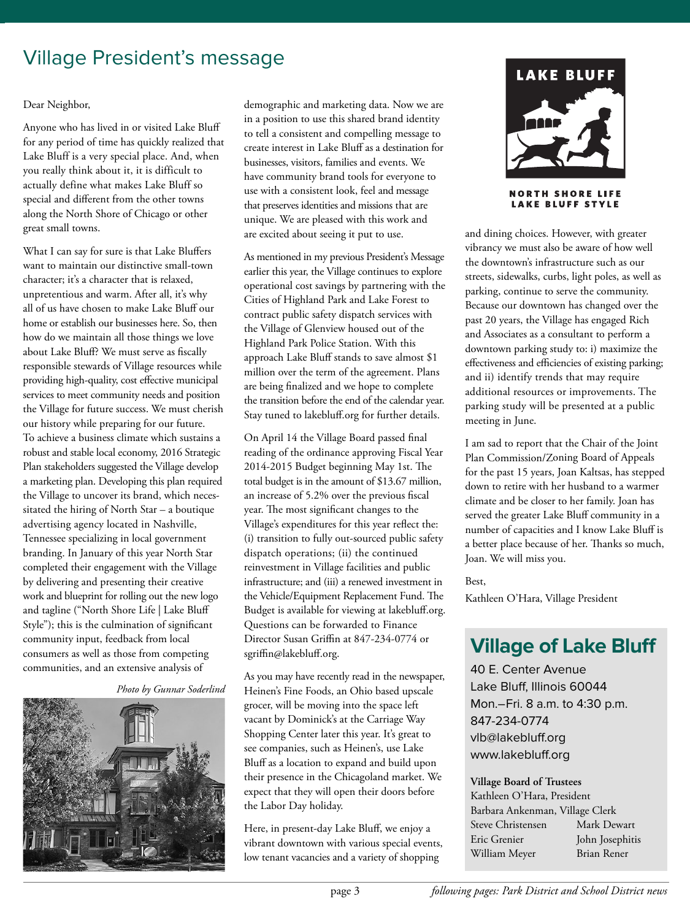# Village President's message

Dear Neighbor,

Anyone who has lived in or visited Lake Bluff for any period of time has quickly realized that Lake Bluff is a very special place. And, when you really think about it, it is difficult to actually define what makes Lake Bluff so special and different from the other towns along the North Shore of Chicago or other great small towns.

What I can say for sure is that Lake Bluffers want to maintain our distinctive small-town character; it's a character that is relaxed, unpretentious and warm. After all, it's why all of us have chosen to make Lake Bluff our home or establish our businesses here. So, then how do we maintain all those things we love about Lake Bluff? We must serve as fiscally responsible stewards of Village resources while providing high-quality, cost effective municipal services to meet community needs and position the Village for future success. We must cherish our history while preparing for our future. To achieve a business climate which sustains a robust and stable local economy, 2016 Strategic Plan stakeholders suggested the Village develop a marketing plan. Developing this plan required the Village to uncover its brand, which necessitated the hiring of North Star – a boutique advertising agency located in Nashville, Tennessee specializing in local government branding. In January of this year North Star completed their engagement with the Village by delivering and presenting their creative work and blueprint for rolling out the new logo and tagline ("North Shore Life | Lake Bluff Style"); this is the culmination of significant community input, feedback from local consumers as well as those from competing communities, and an extensive analysis of demographic and marketing data. Now we are in a position to use this shared brand identity to tell a consistent and compelling message to create interest in Lake Bluff as a destination for businesses, visitors, families and events. We have community brand tools for everyone to use with a consistent look, feel and message that preserves identities and missions that are unique. We are pleased with this work and are excited about seeing it put to use.

*Photo by Gunnar Soderlind*

As mentioned in my previous President's Message earlier this year, the Village continues to explore operational cost savings by partnering with the Cities of Highland Park and Lake Forest to contract public safety dispatch services with the Village of Glenview housed out of the Highland Park Police Station. With this approach Lake Bluff stands to save almost $1 million over the term of the agreement. Plans are being finalized and we hope to complete the transition before the end of the calendar year. Stay tuned to lakebluff.org for further details.

On April 14 the Village Board passed final reading of the ordinance approving Fiscal Year 2014-2015 Budget beginning May 1st. The total budget is in the amount of $13.67 million, an increase of 5.2% over the previous fiscal year. The most significant changes to the Village's expenditures for this year reflect the: (i) transition to fully out-sourced public safety dispatch operations; (ii) the continued reinvestment in Village facilities and public infrastructure; and (iii) a renewed investment in the Vehicle/Equipment Replacement Fund. The Budget is available for viewing at lakebluff.org. Questions can be forwarded to Finance Director Susan Griffin at 847-234-0774 or sgriffin@lakebluff.org.

As you may have recently read in the newspaper, Heinen's Fine Foods, an Ohio based upscale grocer, will be moving into the space left vacant by Dominick's at the Carriage Way Shopping Center later this year. It's great to see companies, such as Heinen's, use Lake Bluff as a location to expand and build upon their presence in the Chicagoland market. We expect that they will open their doors before the Labor Day holiday.

Here, in present-day Lake Bluff, we enjoy a vibrant downtown with various special events, low tenant vacancies and a variety of shopping and dining choices. However, with greater vibrancy we must also be aware of how well the downtown's infrastructure such as our streets, sidewalks, curbs, light poles, as well as parking, continue to serve the community. Because our downtown has changed over the past 20 years, the Village has engaged Rich and Associates as a consultant to perform a downtown parking study to: i) maximize the effectiveness and efficiencies of existing parking; and ii) identify trends that may require additional resources or improvements. The parking study will be presented at a public meeting in June.

I am sad to report that the Chair of the Joint Plan Commission/Zoning Board of Appeals for the past 15 years, Joan Kaltsas, has stepped down to retire with her husband to a warmer climate and be closer to her family. Joan has served the greater Lake Bluff community in a number of capacities and I know Lake Bluff is a better place because of her. Thanks so much, Joan. We will miss you.

Best,

Kathleen O'Hara, Village President

LAKE BLUFF

NORTH SHORE LIFE
LAKE BLUFF STYLE

## Village of Lake Bluff

40 E. Center Avenue
Lake Bluff, Illinois 60044
Mon.–Fri. 8 a.m. to 4:30 p.m.
847-234-0774
vlb@lakebluff.org
www.lakebluff.org

**Village Board of Trustees**

Kathleen O'Hara, President
Barbara Ankenman, Village Clerk

| | |
|---|---|
| Steve Christensen | Mark Dewart |
| Eric Grenier | John Josephitis |
| William Meyer | Brian Rener |

*following pages: Park District and School District news*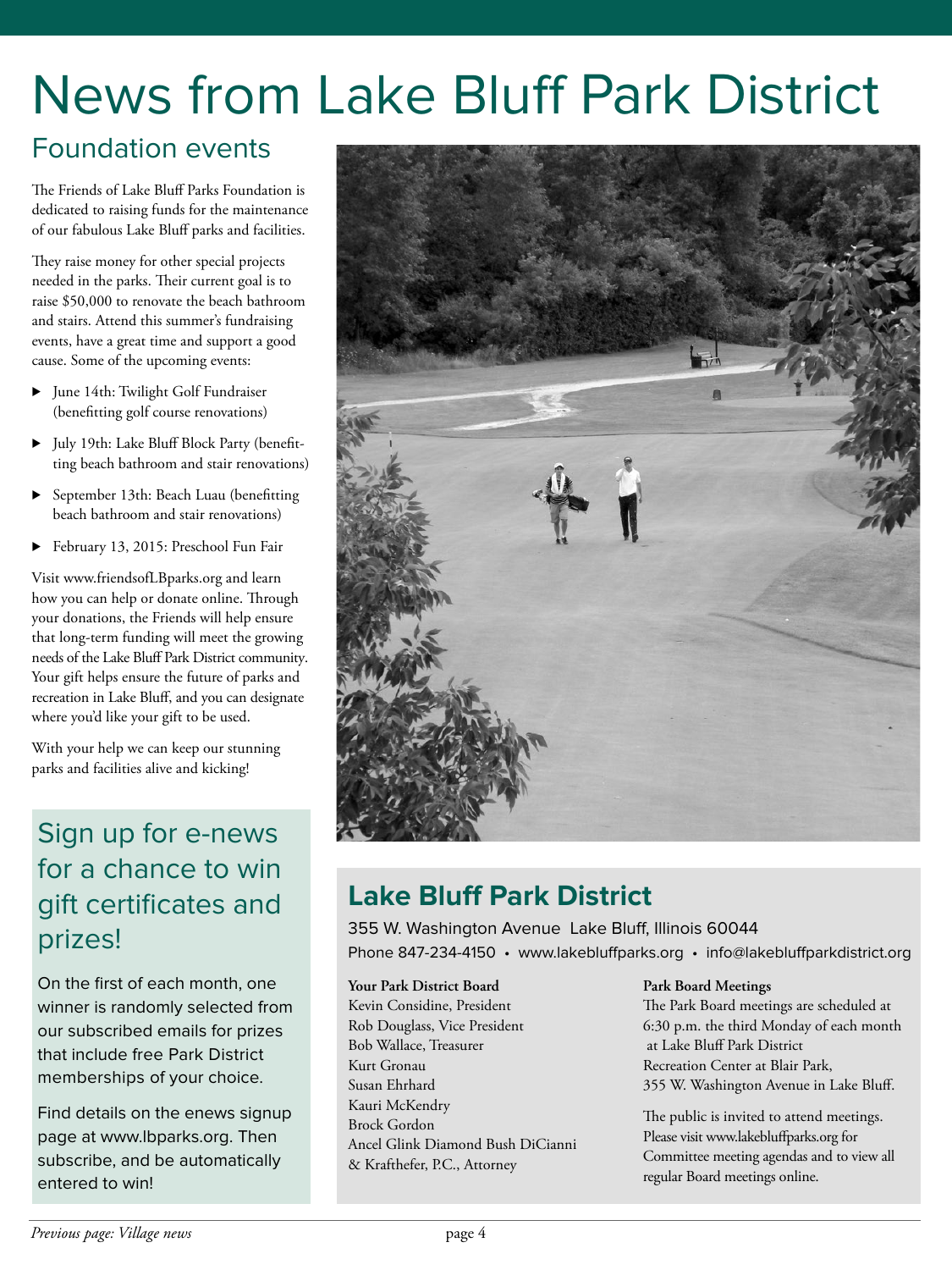# News from Lake Bluff Park District

## Foundation events

The Friends of Lake Bluff Parks Foundation is dedicated to raising funds for the maintenance of our fabulous Lake Bluff parks and facilities.

They raise money for other special projects needed in the parks. Their current goal is to raise $50,000 to renovate the beach bathroom and stairs. Attend this summer's fundraising events, have a great time and support a good cause. Some of the upcoming events:

- June 14th: Twilight Golf Fundraiser (benefitting golf course renovations)
- July 19th: Lake Bluff Block Party (benefitting beach bathroom and stair renovations)
- September 13th: Beach Luau (benefitting beach bathroom and stair renovations)
- February 13, 2015: Preschool Fun Fair

Visit www.friendsofLBparks.org and learn how you can help or donate online. Through your donations, the Friends will help ensure that long-term funding will meet the growing needs of the Lake Bluff Park District community. Your gift helps ensure the future of parks and recreation in Lake Bluff, and you can designate where you'd like your gift to be used.

With your help we can keep our stunning parks and facilities alive and kicking!

## Sign up for e-news for a chance to win gift certificates and prizes!

On the first of each month, one winner is randomly selected from our subscribed emails for prizes that include free Park District memberships of your choice.

Find details on the enews signup page at www.lbparks.org. Then subscribe, and be automatically entered to win!

## Lake Bluff Park District

355 W. Washington Avenue Lake Bluff, Illinois 60044
Phone 847-234-4150 • www.lakebluffparks.org • info@lakebluffparkdistrict.org

**Your Park District Board**
Kevin Considine, President
Rob Douglass, Vice President
Bob Wallace, Treasurer
Kurt Gronau
Susan Ehrhard
Kauri McKendry
Brock Gordon
Ancel Glink Diamond Bush DiCianni & Krafthefer, P.C., Attorney

**Park Board Meetings**
The Park Board meetings are scheduled at 6:30 p.m. the third Monday of each month at Lake Bluff Park District Recreation Center at Blair Park, 355 W. Washington Avenue in Lake Bluff.

The public is invited to attend meetings. Please visit www.lakebluffparks.org for Committee meeting agendas and to view all regular Board meetings online.

*Previous page: Village news*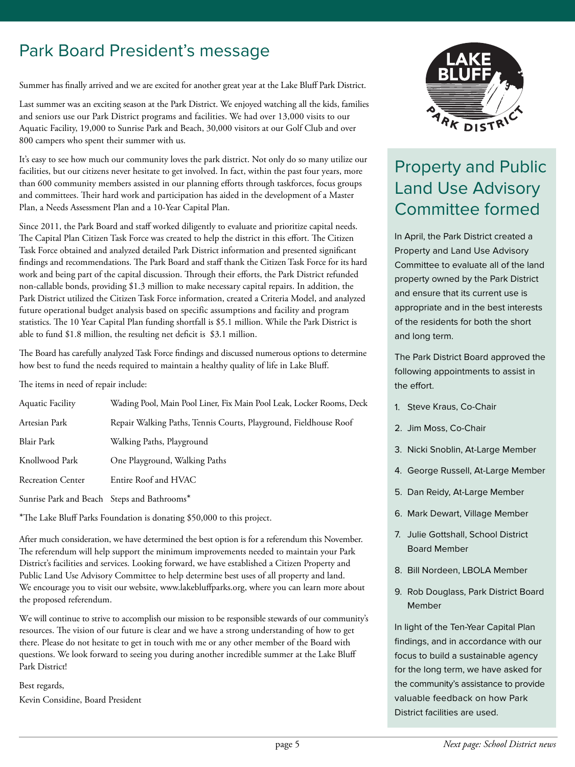## Park Board President's message

Summer has finally arrived and we are excited for another great year at the Lake Bluff Park District.

Last summer was an exciting season at the Park District. We enjoyed watching all the kids, families and seniors use our Park District programs and facilities. We had over 13,000 visits to our Aquatic Facility, 19,000 to Sunrise Park and Beach, 30,000 visitors at our Golf Club and over 800 campers who spent their summer with us.

It's easy to see how much our community loves the park district. Not only do so many utilize our facilities, but our citizens never hesitate to get involved. In fact, within the past four years, more than 600 community members assisted in our planning efforts through taskforces, focus groups and committees. Their hard work and participation has aided in the development of a Master Plan, a Needs Assessment Plan and a 10-Year Capital Plan.

Since 2011, the Park Board and staff worked diligently to evaluate and prioritize capital needs. The Capital Plan Citizen Task Force was created to help the district in this effort. The Citizen Task Force obtained and analyzed detailed Park District information and presented significant findings and recommendations. The Park Board and staff thank the Citizen Task Force for its hard work and being part of the capital discussion. Through their efforts, the Park District refunded non-callable bonds, providing $1.3 million to make necessary capital repairs. In addition, the Park District utilized the Citizen Task Force information, created a Criteria Model, and analyzed future operational budget analysis based on specific assumptions and facility and program statistics. The 10 Year Capital Plan funding shortfall is $5.1 million. While the Park District is able to fund $1.8 million, the resulting net deficit is $3.1 million.

The Board has carefully analyzed Task Force findings and discussed numerous options to determine how best to fund the needs required to maintain a healthy quality of life in Lake Bluff.

The items in need of repair include:

| | |
|---|---|
| Aquatic Facility | Wading Pool, Main Pool Liner, Fix Main Pool Leak, Locker Rooms, Deck |
| Artesian Park | Repair Walking Paths, Tennis Courts, Playground, Fieldhouse Roof |
| Blair Park | Walking Paths, Playground |
| Knollwood Park | One Playground, Walking Paths |
| Recreation Center | Entire Roof and HVAC |
| Sunrise Park and Beach | Steps and Bathrooms* |

*The Lake Bluff Parks Foundation is donating $50,000 to this project.

After much consideration, we have determined the best option is for a referendum this November. The referendum will help support the minimum improvements needed to maintain your Park District's facilities and services. Looking forward, we have established a Citizen Property and Public Land Use Advisory Committee to help determine best uses of all property and land. We encourage you to visit our website, www.lakebluffparks.org, where you can learn more about the proposed referendum.

We will continue to strive to accomplish our mission to be responsible stewards of our community's resources. The vision of our future is clear and we have a strong understanding of how to get there. Please do not hesitate to get in touch with me or any other member of the Board with questions. We look forward to seeing you during another incredible summer at the Lake Bluff Park District!

Best regards,
Kevin Considine, Board President

## Property and Public Land Use Advisory Committee formed

In April, the Park District created a Property and Land Use Advisory Committee to evaluate all of the land property owned by the Park District and ensure that its current use is appropriate and in the best interests of the residents for both the short and long term.

The Park District Board approved the following appointments to assist in the effort.

1. Steve Kraus, Co-Chair
2. Jim Moss, Co-Chair
3. Nicki Snoblin, At-Large Member
4. George Russell, At-Large Member
5. Dan Reidy, At-Large Member
6. Mark Dewart, Village Member
7. Julie Gottshall, School District Board Member
8. Bill Nordeen, LBOLA Member
9. Rob Douglass, Park District Board Member

In light of the Ten-Year Capital Plan findings, and in accordance with our focus to build a sustainable agency for the long term, we have asked for the community's assistance to provide valuable feedback on how Park District facilities are used.

*Next page: School District news*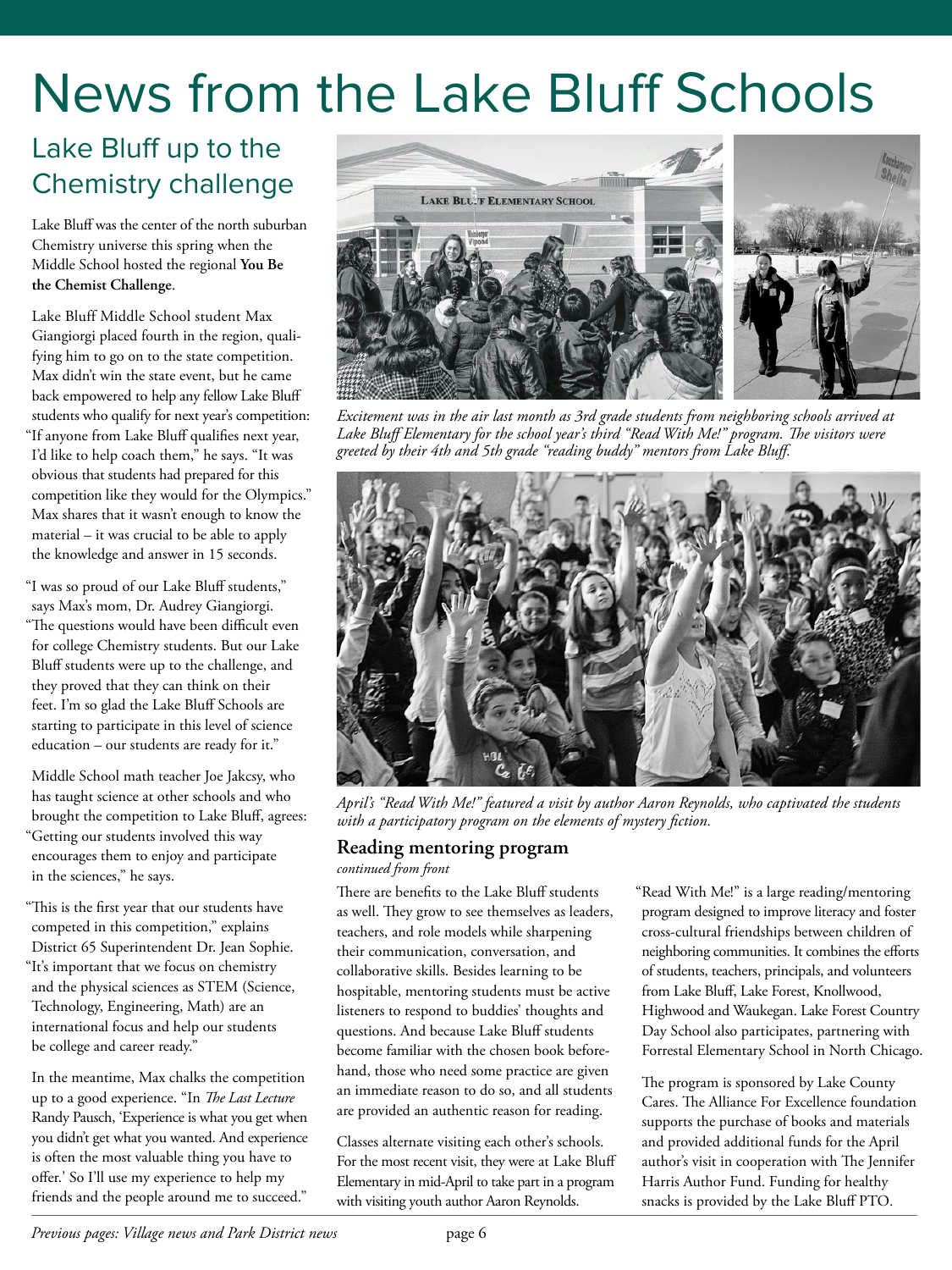# News from the Lake Bluff Schools

## Lake Bluff up to the Chemistry challenge

Lake Bluff was the center of the north suburban Chemistry universe this spring when the Middle School hosted the regional **You Be the Chemist Challenge**.

Lake Bluff Middle School student Max Giangiorgi placed fourth in the region, qualifying him to go on to the state competition. Max didn't win the state event, but he came back empowered to help any fellow Lake Bluff students who qualify for next year's competition: "If anyone from Lake Bluff qualifies next year, I'd like to help coach them," he says. "It was obvious that students had prepared for this competition like they would for the Olympics." Max shares that it wasn't enough to know the material – it was crucial to be able to apply the knowledge and answer in 15 seconds.

"I was so proud of our Lake Bluff students," says Max's mom, Dr. Audrey Giangiorgi. "The questions would have been difficult even for college Chemistry students. But our Lake Bluff students were up to the challenge, and they proved that they can think on their feet. I'm so glad the Lake Bluff Schools are starting to participate in this level of science education – our students are ready for it."

Middle School math teacher Joe Jakcsy, who has taught science at other schools and who brought the competition to Lake Bluff, agrees: "Getting our students involved this way encourages them to enjoy and participate in the sciences," he says.

"This is the first year that our students have competed in this competition," explains District 65 Superintendent Dr. Jean Sophie. "It's important that we focus on chemistry and the physical sciences as STEM (Science, Technology, Engineering, Math) are an international focus and help our students be college and career ready."

In the meantime, Max chalks the competition up to a good experience. "In *The Last Lecture* Randy Pausch, 'Experience is what you get when you didn't get what you wanted. And experience is often the most valuable thing you have to offer.' So I'll use my experience to help my friends and the people around me to succeed."

*Excitement was in the air last month as 3rd grade students from neighboring schools arrived at Lake Bluff Elementary for the school year's third "Read With Me!" program. The visitors were greeted by their 4th and 5th grade "reading buddy" mentors from Lake Bluff.*

*April's "Read With Me!" featured a visit by author Aaron Reynolds, who captivated the students with a participatory program on the elements of mystery fiction.*

### Reading mentoring program

*continued from front*

There are benefits to the Lake Bluff students as well. They grow to see themselves as leaders, teachers, and role models while sharpening their communication, conversation, and collaborative skills. Besides learning to be hospitable, mentoring students must be active listeners to respond to buddies' thoughts and questions. And because Lake Bluff students become familiar with the chosen book beforehand, those who need some practice are given an immediate reason to do so, and all students are provided an authentic reason for reading.

Classes alternate visiting each other's schools. For the most recent visit, they were at Lake Bluff Elementary in mid-April to take part in a program with visiting youth author Aaron Reynolds.

"Read With Me!" is a large reading/mentoring program designed to improve literacy and foster cross-cultural friendships between children of neighboring communities. It combines the efforts of students, teachers, principals, and volunteers from Lake Bluff, Lake Forest, Knollwood, Highwood and Waukegan. Lake Forest Country Day School also participates, partnering with Forrestal Elementary School in North Chicago.

The program is sponsored by Lake County Cares. The Alliance For Excellence foundation supports the purchase of books and materials and provided additional funds for the April author's visit in cooperation with The Jennifer Harris Author Fund. Funding for healthy snacks is provided by the Lake Bluff PTO.

*Previous pages: Village news and Park District news*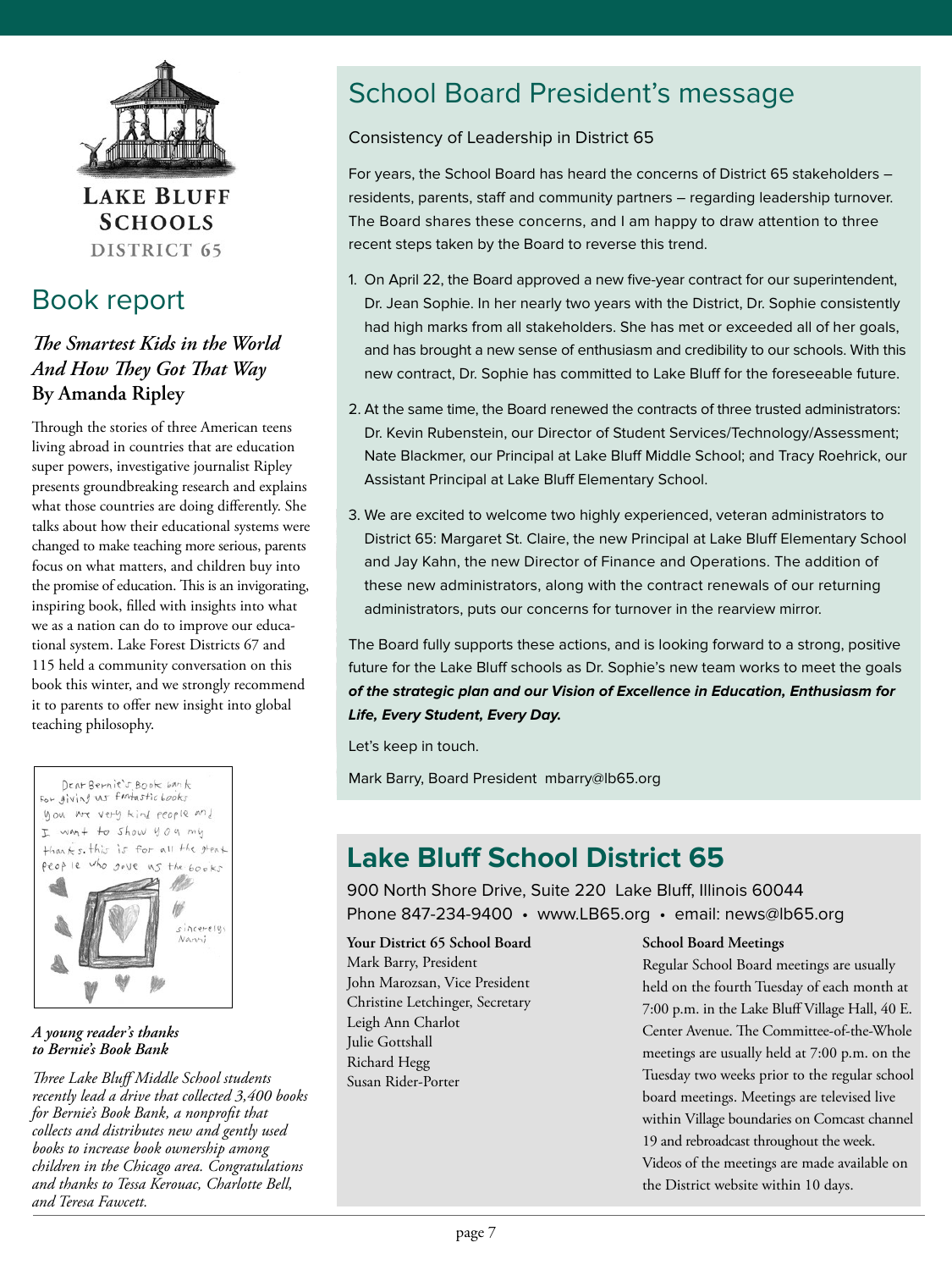**LAKE BLUFF SCHOOLS**
**DISTRICT 65**

## Book report

### *The Smartest Kids in the World And How They Got That Way*
**By Amanda Ripley**

Through the stories of three American teens living abroad in countries that are education super powers, investigative journalist Ripley presents groundbreaking research and explains what those countries are doing differently. She talks about how their educational systems were changed to make teaching more serious, parents focus on what matters, and children buy into the promise of education. This is an invigorating, inspiring book, filled with insights into what we as a nation can do to improve our educational system. Lake Forest Districts 67 and 115 held a community conversation on this book this winter, and we strongly recommend it to parents to offer new insight into global teaching philosophy.

Dear Bernie's Book bank for giving us fantastic books you are very kind people and I want to show you my thanks. this is for all the great people who gave us the books

sincerely, Nanni

***A young reader's thanks to Bernie's Book Bank***

*Three Lake Bluff Middle School students recently lead a drive that collected 3,400 books for Bernie's Book Bank, a nonprofit that collects and distributes new and gently used books to increase book ownership among children in the Chicago area. Congratulations and thanks to Tessa Kerouac, Charlotte Bell, and Teresa Fawcett.*

## School Board President's message

Consistency of Leadership in District 65

For years, the School Board has heard the concerns of District 65 stakeholders – residents, parents, staff and community partners – regarding leadership turnover. The Board shares these concerns, and I am happy to draw attention to three recent steps taken by the Board to reverse this trend.

1. On April 22, the Board approved a new five-year contract for our superintendent, Dr. Jean Sophie. In her nearly two years with the District, Dr. Sophie consistently had high marks from all stakeholders. She has met or exceeded all of her goals, and has brought a new sense of enthusiasm and credibility to our schools. With this new contract, Dr. Sophie has committed to Lake Bluff for the foreseeable future.
2. At the same time, the Board renewed the contracts of three trusted administrators: Dr. Kevin Rubenstein, our Director of Student Services/Technology/Assessment; Nate Blackmer, our Principal at Lake Bluff Middle School; and Tracy Roehrick, our Assistant Principal at Lake Bluff Elementary School.
3. We are excited to welcome two highly experienced, veteran administrators to District 65: Margaret St. Claire, the new Principal at Lake Bluff Elementary School and Jay Kahn, the new Director of Finance and Operations. The addition of these new administrators, along with the contract renewals of our returning administrators, puts our concerns for turnover in the rearview mirror.

The Board fully supports these actions, and is looking forward to a strong, positive future for the Lake Bluff schools as Dr. Sophie's new team works to meet the goals ***of the strategic plan and our Vision of Excellence in Education, Enthusiasm for Life, Every Student, Every Day.***

Let's keep in touch.

Mark Barry, Board President mbarry@lb65.org

## Lake Bluff School District 65

900 North Shore Drive, Suite 220 Lake Bluff, Illinois 60044
Phone 847-234-9400 • www.LB65.org • email: news@lb65.org

**Your District 65 School Board**
Mark Barry, President
John Marozsan, Vice President
Christine Letchinger, Secretary
Leigh Ann Charlot
Julie Gottshall
Richard Hegg
Susan Rider-Porter

**School Board Meetings**
Regular School Board meetings are usually held on the fourth Tuesday of each month at 7:00 p.m. in the Lake Bluff Village Hall, 40 E. Center Avenue. The Committee-of-the-Whole meetings are usually held at 7:00 p.m. on the Tuesday two weeks prior to the regular school board meetings. Meetings are televised live within Village boundaries on Comcast channel 19 and rebroadcast throughout the week. Videos of the meetings are made available on the District website within 10 days.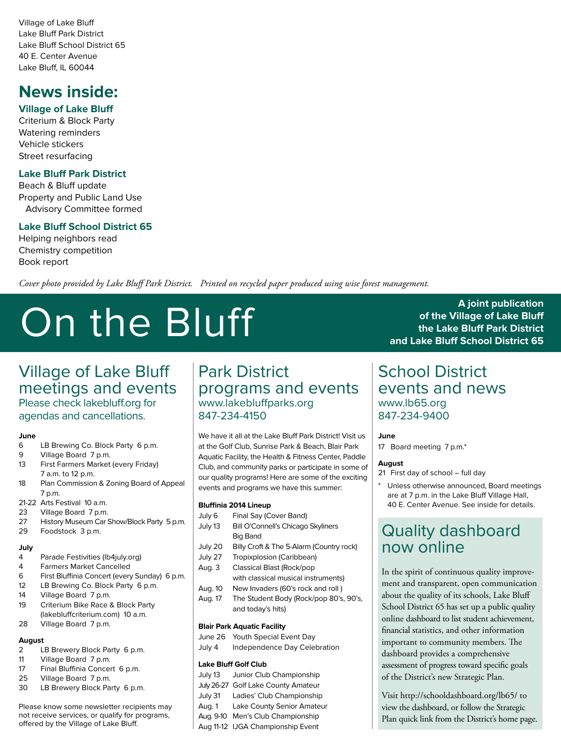Village of Lake Bluff
Lake Bluff Park District
Lake Bluff School District 65
40 E. Center Avenue
Lake Bluff, IL 60044

## News inside:

**Village of Lake Bluff**

Criterium & Block Party
Watering reminders
Vehicle stickers
Street resurfacing

**Lake Bluff Park District**

Beach & Bluff update
Property and Public Land Use Advisory Committee formed

**Lake Bluff School District 65**

Helping neighbors read
Chemistry competition
Book report

*Cover photo provided by Lake Bluff Park District. Printed on recycled paper produced using wise forest management.*

# On the Bluff

**A joint publication of the Village of Lake Bluff the Lake Bluff Park District and Lake Bluff School District 65**

## Village of Lake Bluff meetings and events

Please check lakebluff.org for agendas and cancellations.

**June**

- 6 LB Brewing Co. Block Party 6 p.m.
- 9 Village Board 7 p.m.
- 13 First Farmers Market (every Friday) 7 a.m. to 12 p.m.
- 18 Plan Commission & Zoning Board of Appeal 7 p.m.
- 21-22 Arts Festival 10 a.m.
- 23 Village Board 7 p.m.
- 27 History Museum Car Show/Block Party 5 p.m.
- 29 Foodstock 3 p.m.

**July**

- 4 Parade Festivities (lb4july.org)
- 4 Farmers Market Cancelled
- 6 First Bluffinia Concert (every Sunday) 6 p.m.
- 12 LB Brewing Co. Block Party 6 p.m.
- 14 Village Board 7 p.m.
- 19 Criterium Bike Race & Block Party (lakebluffcriterium.com) 10 a.m.
- 28 Village Board 7 p.m.

**August**

- 2 LB Brewery Block Party 6 p.m.
- 11 Village Board 7 p.m.
- 17 Final Bluffinia Concert 6 p.m.
- 25 Village Board 7 p.m.
- 30 LB Brewery Block Party 6 p.m.

Please know some newsletter recipients may not receive services, or qualify for programs, offered by the Village of Lake Bluff.

## Park District programs and events

www.lakebluffparks.org
847-234-4150

We have it all at the Lake Bluff Park District! Visit us at the Golf Club, Sunrise Park & Beach, Blair Park Aquatic Facility, the Health & Fitness Center, Paddle Club, and community parks or participate in some of our quality programs! Here are some of the exciting events and programs we have this summer:

**Bluffinia 2014 Lineup**

- July 6 Final Say (Cover Band)
- July 13 Bill O'Connell's Chicago Skyliners Big Band
- July 20 Billy Croft & The 5-Alarm (Country rock)
- July 27 Tropixplosion (Caribbean)
- Aug. 3 Classical Blast (Rock/pop with classical musical instruments)
- Aug. 10 New Invaders (60's rock and roll )
- Aug. 17 The Student Body (Rock/pop 80's, 90's, and today's hits)

**Blair Park Aquatic Facility**

- June 26 Youth Special Event Day
- July 4 Independence Day Celebration

**Lake Bluff Golf Club**

- July 13 Junior Club Championship
- July 26-27 Golf Lake County Amateur
- July 31 Ladies' Club Championship
- Aug. 1 Lake County Senior Amateur
- Aug. 9-10 Men's Club Championship
- Aug 11-12 IJGA Championship Event

## School District events and news

www.lb65.org
847-234-9400

**June**

- 17 Board meeting 7 p.m.*

**August**

- 21 First day of school – full day

\* Unless otherwise announced, Board meetings are at 7 p.m. in the Lake Bluff Village Hall, 40 E. Center Avenue. See inside for details.

## Quality dashboard now online

In the spirit of continuous quality improvement and transparent, open communication about the quality of its schools, Lake Bluff School District 65 has set up a public quality online dashboard to list student achievement, financial statistics, and other information important to community members. The dashboard provides a comprehensive assessment of progress toward specific goals of the District's new Strategic Plan.

Visit http://schooldashboard.org/lb65/ to view the dashboard, or follow the Strategic Plan quick link from the District's home page.